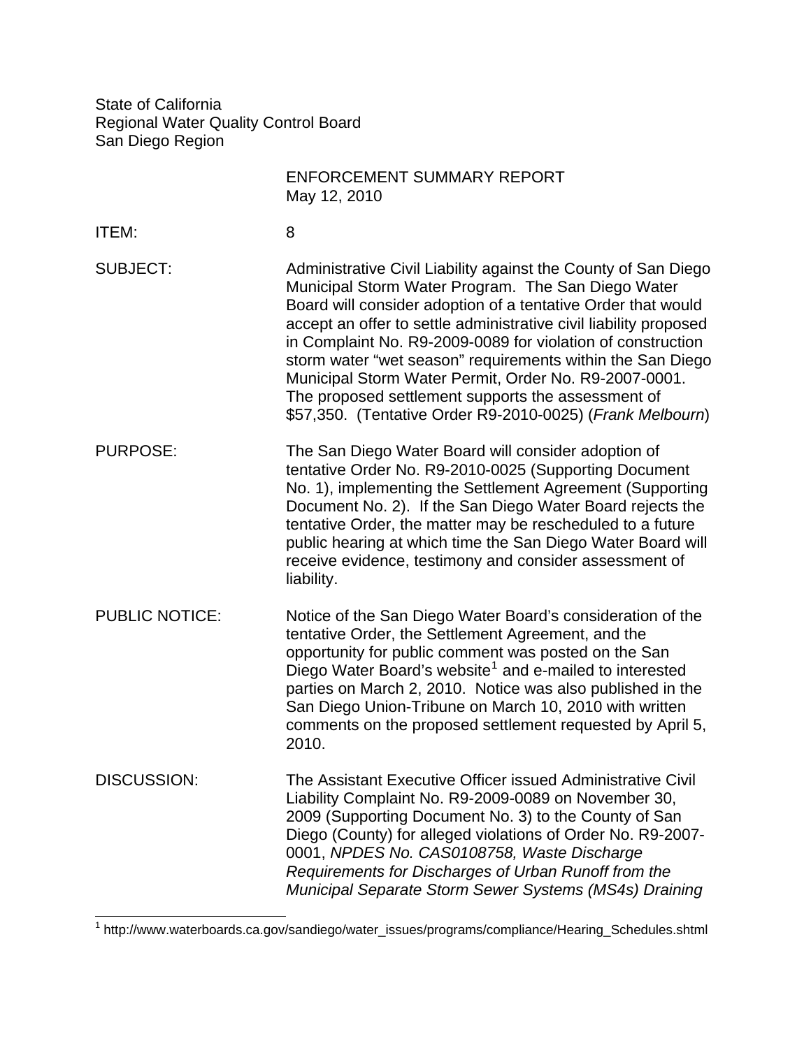State of California
Regional Water Quality Control Board
San Diego Region

ENFORCEMENT SUMMARY REPORT
May 12, 2010

**ITEM:** 8

**SUBJECT:** Administrative Civil Liability against the County of San Diego Municipal Storm Water Program. The San Diego Water Board will consider adoption of a tentative Order that would accept an offer to settle administrative civil liability proposed in Complaint No. R9-2009-0089 for violation of construction storm water "wet season" requirements within the San Diego Municipal Storm Water Permit, Order No. R9-2007-0001. The proposed settlement supports the assessment of $57,350. (Tentative Order R9-2010-0025) (*Frank Melbourn*)

**PURPOSE:** The San Diego Water Board will consider adoption of tentative Order No. R9-2010-0025 (Supporting Document No. 1), implementing the Settlement Agreement (Supporting Document No. 2). If the San Diego Water Board rejects the tentative Order, the matter may be rescheduled to a future public hearing at which time the San Diego Water Board will receive evidence, testimony and consider assessment of liability.

**PUBLIC NOTICE:** Notice of the San Diego Water Board's consideration of the tentative Order, the Settlement Agreement, and the opportunity for public comment was posted on the San Diego Water Board's website[1] and e-mailed to interested parties on March 2, 2010. Notice was also published in the San Diego Union-Tribune on March 10, 2010 with written comments on the proposed settlement requested by April 5, 2010.

**DISCUSSION:** The Assistant Executive Officer issued Administrative Civil Liability Complaint No. R9-2009-0089 on November 30, 2009 (Supporting Document No. 3) to the County of San Diego (County) for alleged violations of Order No. R9-2007-0001, *NPDES No. CAS0108758, Waste Discharge Requirements for Discharges of Urban Runoff from the Municipal Separate Storm Sewer Systems (MS4s) Draining*

---

[1] http://www.waterboards.ca.gov/sandiego/water_issues/programs/compliance/Hearing_Schedules.shtml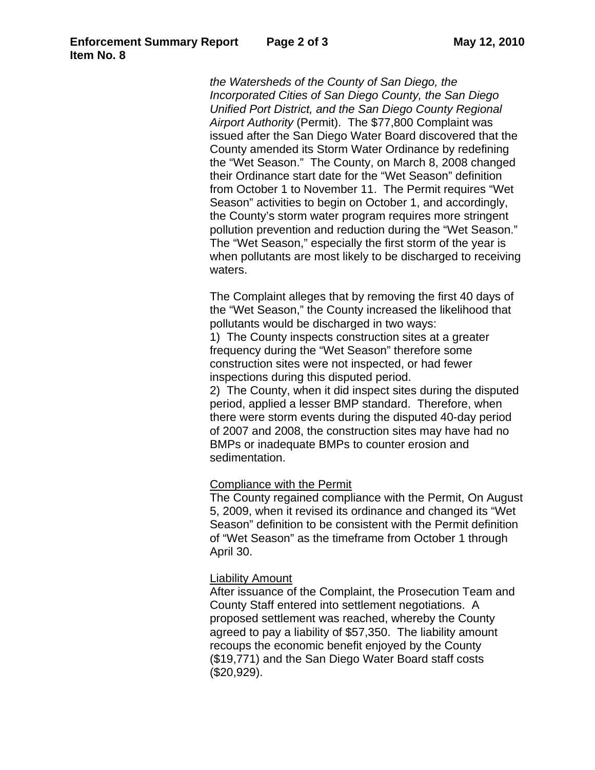*the Watersheds of the County of San Diego, the Incorporated Cities of San Diego County, the San Diego Unified Port District, and the San Diego County Regional Airport Authority* (Permit). The $77,800 Complaint was issued after the San Diego Water Board discovered that the County amended its Storm Water Ordinance by redefining the "Wet Season." The County, on March 8, 2008 changed their Ordinance start date for the "Wet Season" definition from October 1 to November 11. The Permit requires "Wet Season" activities to begin on October 1, and accordingly, the County's storm water program requires more stringent pollution prevention and reduction during the "Wet Season." The "Wet Season," especially the first storm of the year is when pollutants are most likely to be discharged to receiving waters.

The Complaint alleges that by removing the first 40 days of the "Wet Season," the County increased the likelihood that pollutants would be discharged in two ways:

1) The County inspects construction sites at a greater frequency during the "Wet Season" therefore some construction sites were not inspected, or had fewer inspections during this disputed period.

2) The County, when it did inspect sites during the disputed period, applied a lesser BMP standard. Therefore, when there were storm events during the disputed 40-day period of 2007 and 2008, the construction sites may have had no BMPs or inadequate BMPs to counter erosion and sedimentation.

<u>Compliance with the Permit</u>

The County regained compliance with the Permit, On August 5, 2009, when it revised its ordinance and changed its "Wet Season" definition to be consistent with the Permit definition of "Wet Season" as the timeframe from October 1 through April 30.

<u>Liability Amount</u>

After issuance of the Complaint, the Prosecution Team and County Staff entered into settlement negotiations. A proposed settlement was reached, whereby the County agreed to pay a liability of $57,350. The liability amount recoups the economic benefit enjoyed by the County ($19,771) and the San Diego Water Board staff costs ($20,929).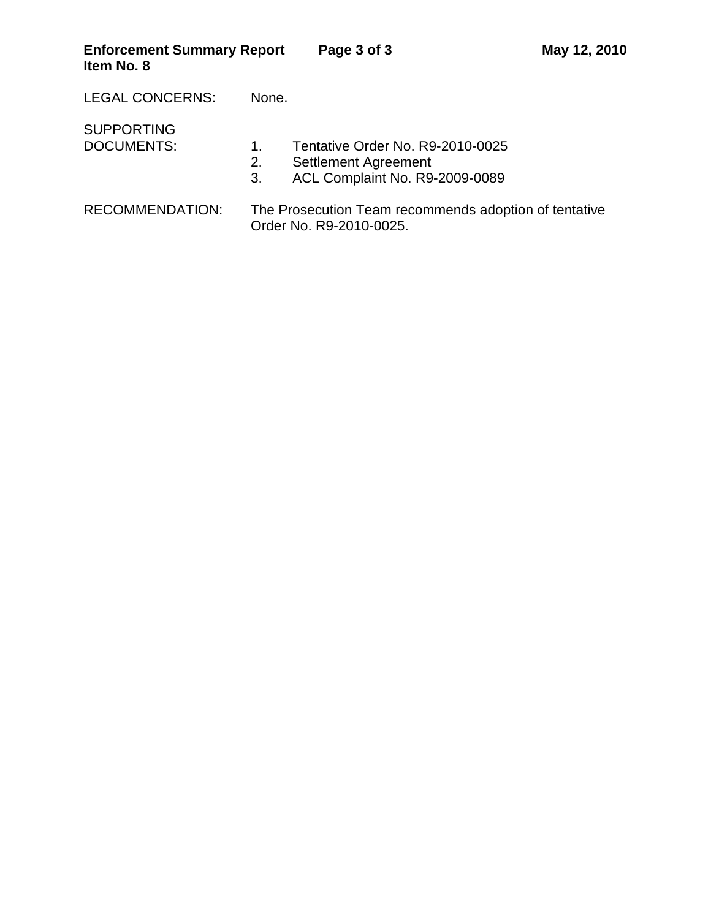LEGAL CONCERNS: None.

SUPPORTING DOCUMENTS:

1. Tentative Order No. R9-2010-0025
2. Settlement Agreement
3. ACL Complaint No. R9-2009-0089

RECOMMENDATION: The Prosecution Team recommends adoption of tentative Order No. R9-2010-0025.